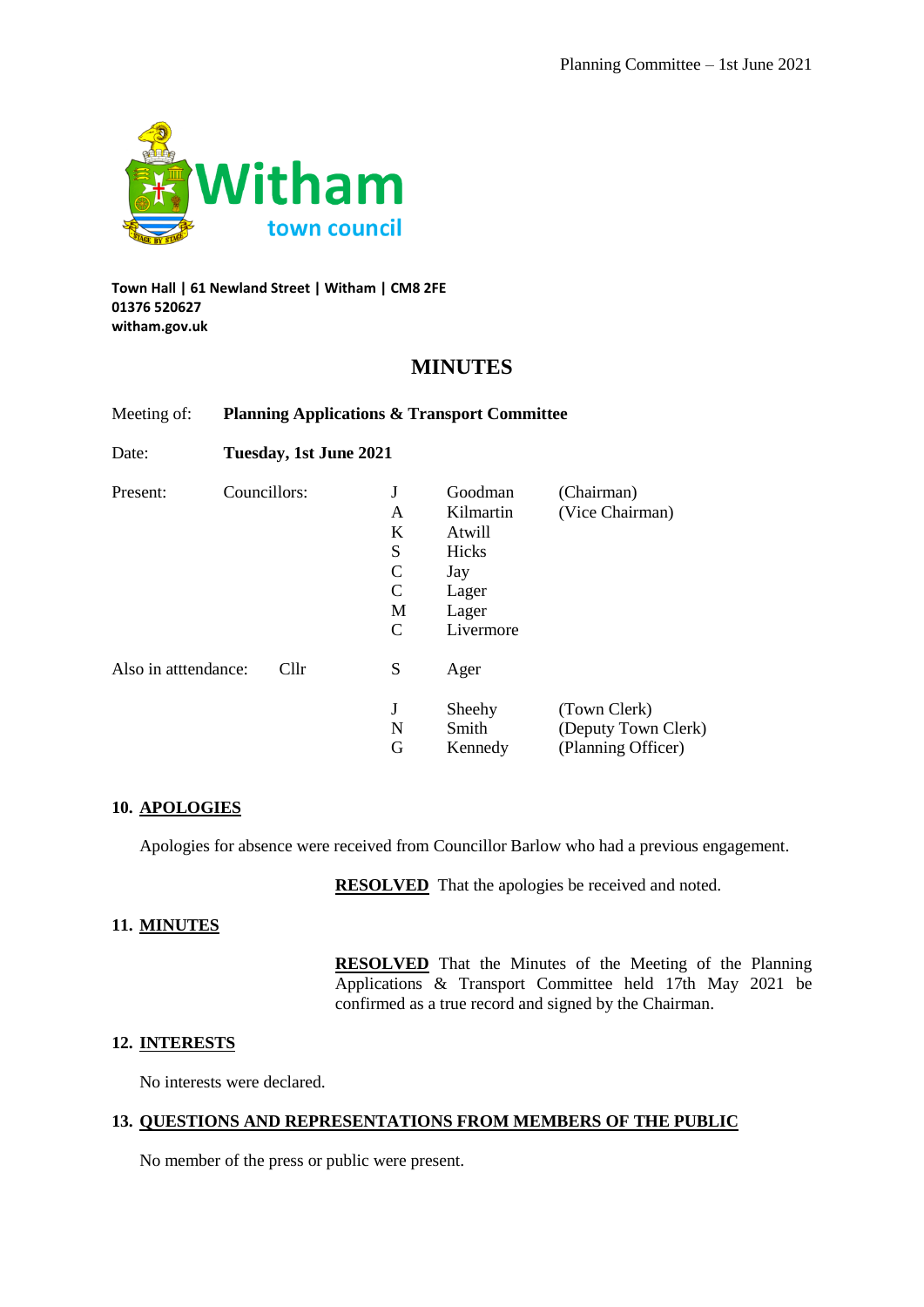**Witham** town council

**Town Hall | 61 Newland Street | Witham | CM8 2FE**
**01376 520627**
**witham.gov.uk**

# MINUTES

| | | | | |
|---|---|---|---|---|
| Meeting of: | **Planning Applications & Transport Committee** | | | |
| Date: | **Tuesday, 1st June 2021** | | | |
| Present: | Councillors: | J | Goodman | (Chairman) |
| | | A | Kilmartin | (Vice Chairman) |
| | | K | Atwill | |
| | | S | Hicks | |
| | | C | Jay | |
| | | C | Lager | |
| | | M | Lager | |
| | | C | Livermore | |
| Also in atttendance: | Cllr | S | Ager | |
| | | J | Sheehy | (Town Clerk) |
| | | N | Smith | (Deputy Town Clerk) |
| | | G | Kennedy | (Planning Officer) |

## 10. APOLOGIES

Apologies for absence were received from Councillor Barlow who had a previous engagement.

**RESOLVED** That the apologies be received and noted.

## 11. MINUTES

**RESOLVED** That the Minutes of the Meeting of the Planning Applications & Transport Committee held 17th May 2021 be confirmed as a true record and signed by the Chairman.

## 12. INTERESTS

No interests were declared.

## 13. QUESTIONS AND REPRESENTATIONS FROM MEMBERS OF THE PUBLIC

No member of the press or public were present.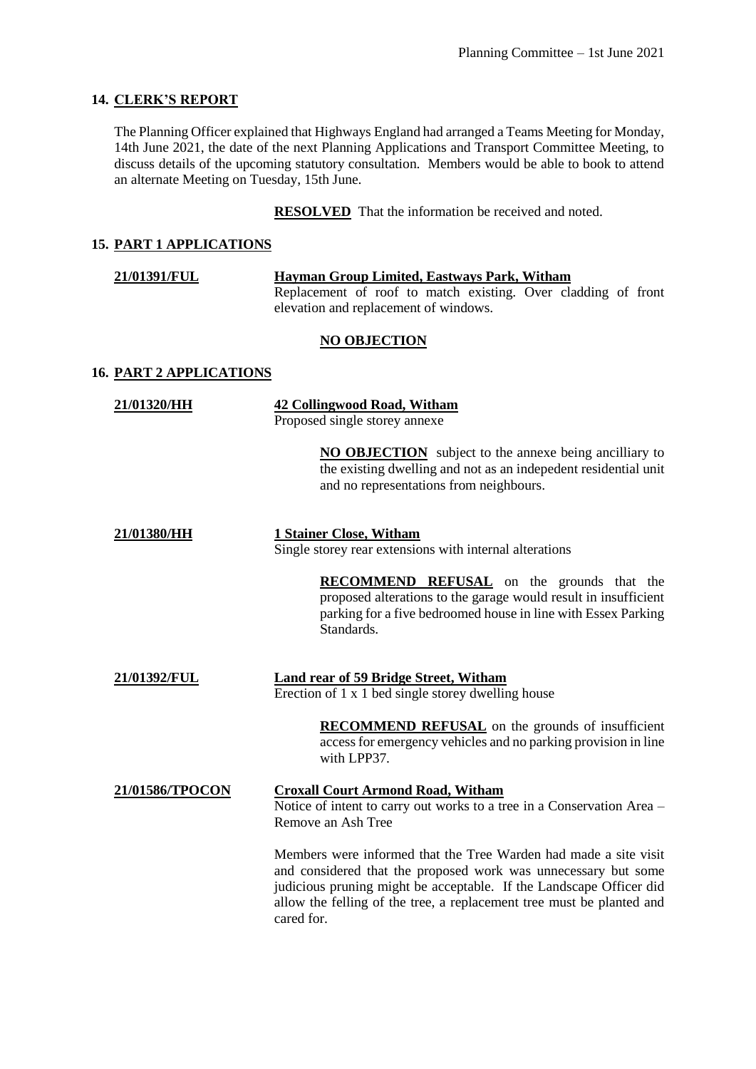## 14. CLERK'S REPORT

The Planning Officer explained that Highways England had arranged a Teams Meeting for Monday, 14th June 2021, the date of the next Planning Applications and Transport Committee Meeting, to discuss details of the upcoming statutory consultation. Members would be able to book to attend an alternate Meeting on Tuesday, 15th June.

**RESOLVED** That the information be received and noted.

## 15. PART 1 APPLICATIONS

**21/01391/FUL** — **Hayman Group Limited, Eastways Park, Witham**
Replacement of roof to match existing. Over cladding of front elevation and replacement of windows.

**NO OBJECTION**

## 16. PART 2 APPLICATIONS

**21/01320/HH** — **42 Collingwood Road, Witham**
Proposed single storey annexe

**NO OBJECTION** subject to the annexe being ancilliary to the existing dwelling and not as an indepedent residential unit and no representations from neighbours.

**21/01380/HH** — **1 Stainer Close, Witham**
Single storey rear extensions with internal alterations

**RECOMMEND REFUSAL** on the grounds that the proposed alterations to the garage would result in insufficient parking for a five bedroomed house in line with Essex Parking Standards.

**21/01392/FUL** — **Land rear of 59 Bridge Street, Witham**
Erection of 1 x 1 bed single storey dwelling house

**RECOMMEND REFUSAL** on the grounds of insufficient access for emergency vehicles and no parking provision in line with LPP37.

**21/01586/TPOCON** — **Croxall Court Armond Road, Witham**
Notice of intent to carry out works to a tree in a Conservation Area – Remove an Ash Tree

Members were informed that the Tree Warden had made a site visit and considered that the proposed work was unnecessary but some judicious pruning might be acceptable. If the Landscape Officer did allow the felling of the tree, a replacement tree must be planted and cared for.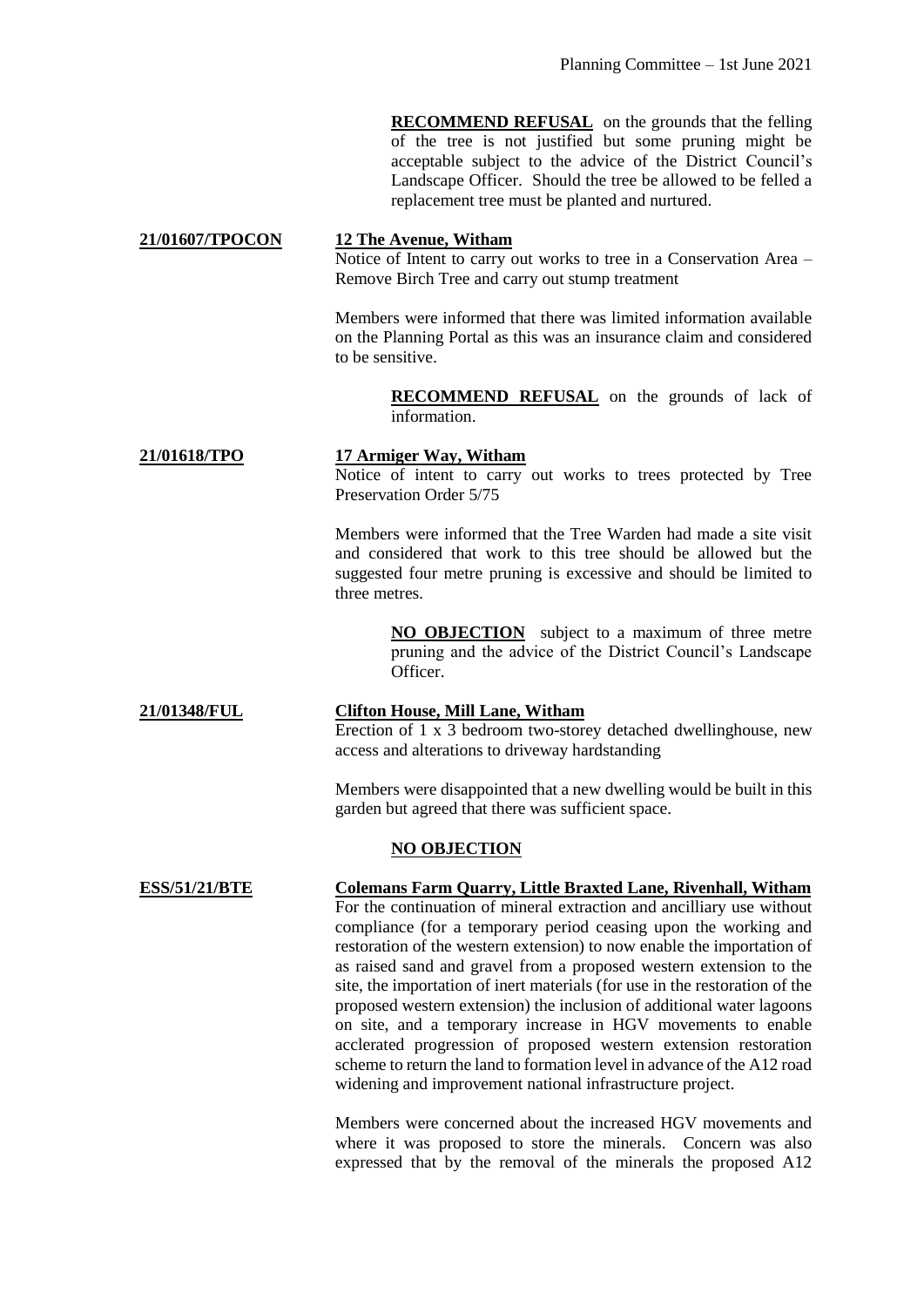**RECOMMEND REFUSAL** on the grounds that the felling of the tree is not justified but some pruning might be acceptable subject to the advice of the District Council's Landscape Officer. Should the tree be allowed to be felled a replacement tree must be planted and nurtured.

**21/01607/TPOCON** **12 The Avenue, Witham**

Notice of Intent to carry out works to tree in a Conservation Area – Remove Birch Tree and carry out stump treatment

Members were informed that there was limited information available on the Planning Portal as this was an insurance claim and considered to be sensitive.

**RECOMMEND REFUSAL** on the grounds of lack of information.

**21/01618/TPO** **17 Armiger Way, Witham**

Notice of intent to carry out works to trees protected by Tree Preservation Order 5/75

Members were informed that the Tree Warden had made a site visit and considered that work to this tree should be allowed but the suggested four metre pruning is excessive and should be limited to three metres.

**NO OBJECTION** subject to a maximum of three metre pruning and the advice of the District Council's Landscape Officer.

**21/01348/FUL** **Clifton House, Mill Lane, Witham**

Erection of 1 x 3 bedroom two-storey detached dwellinghouse, new access and alterations to driveway hardstanding

Members were disappointed that a new dwelling would be built in this garden but agreed that there was sufficient space.

**NO OBJECTION**

**ESS/51/21/BTE** **Colemans Farm Quarry, Little Braxted Lane, Rivenhall, Witham**

For the continuation of mineral extraction and ancilliary use without compliance (for a temporary period ceasing upon the working and restoration of the western extension) to now enable the importation of as raised sand and gravel from a proposed western extension to the site, the importation of inert materials (for use in the restoration of the proposed western extension) the inclusion of additional water lagoons on site, and a temporary increase in HGV movements to enable acclerated progression of proposed western extension restoration scheme to return the land to formation level in advance of the A12 road widening and improvement national infrastructure project.

Members were concerned about the increased HGV movements and where it was proposed to store the minerals. Concern was also expressed that by the removal of the minerals the proposed A12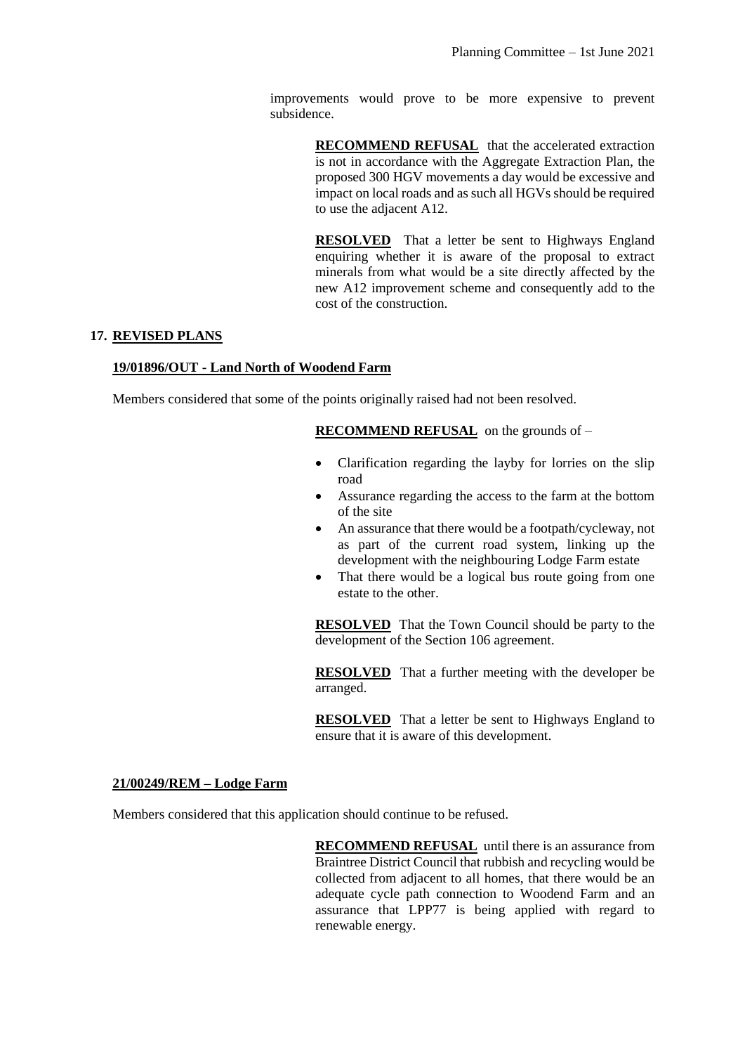improvements would prove to be more expensive to prevent subsidence.

**RECOMMEND REFUSAL** that the accelerated extraction is not in accordance with the Aggregate Extraction Plan, the proposed 300 HGV movements a day would be excessive and impact on local roads and as such all HGVs should be required to use the adjacent A12.

**RESOLVED** That a letter be sent to Highways England enquiring whether it is aware of the proposal to extract minerals from what would be a site directly affected by the new A12 improvement scheme and consequently add to the cost of the construction.

## 17. REVISED PLANS

### 19/01896/OUT - Land North of Woodend Farm

Members considered that some of the points originally raised had not been resolved.

**RECOMMEND REFUSAL** on the grounds of –

- Clarification regarding the layby for lorries on the slip road
- Assurance regarding the access to the farm at the bottom of the site
- An assurance that there would be a footpath/cycleway, not as part of the current road system, linking up the development with the neighbouring Lodge Farm estate
- That there would be a logical bus route going from one estate to the other.

**RESOLVED** That the Town Council should be party to the development of the Section 106 agreement.

**RESOLVED** That a further meeting with the developer be arranged.

**RESOLVED** That a letter be sent to Highways England to ensure that it is aware of this development.

### 21/00249/REM – Lodge Farm

Members considered that this application should continue to be refused.

**RECOMMEND REFUSAL** until there is an assurance from Braintree District Council that rubbish and recycling would be collected from adjacent to all homes, that there would be an adequate cycle path connection to Woodend Farm and an assurance that LPP77 is being applied with regard to renewable energy.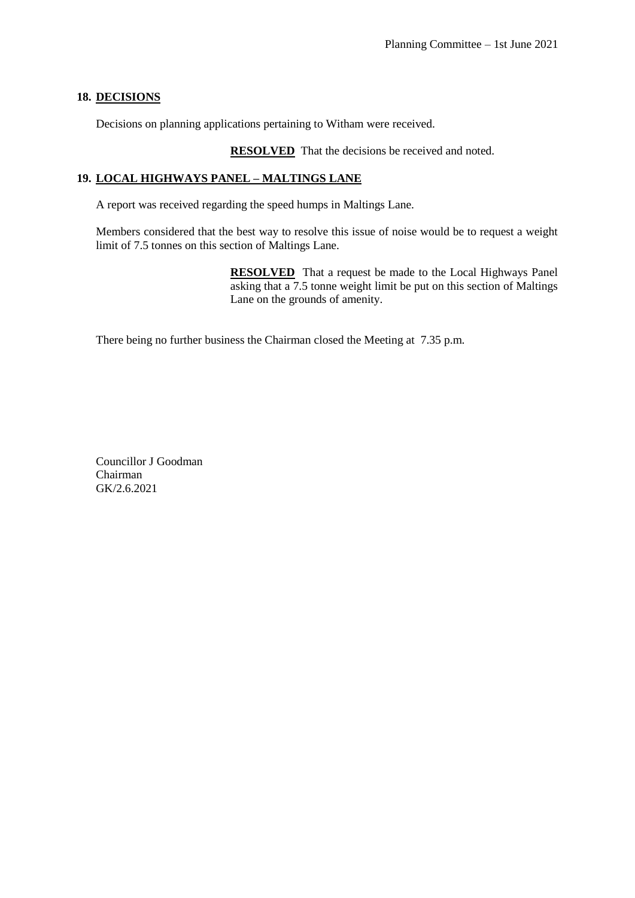## 18. DECISIONS

Decisions on planning applications pertaining to Witham were received.

**RESOLVED** That the decisions be received and noted.

## 19. LOCAL HIGHWAYS PANEL – MALTINGS LANE

A report was received regarding the speed humps in Maltings Lane.

Members considered that the best way to resolve this issue of noise would be to request a weight limit of 7.5 tonnes on this section of Maltings Lane.

**RESOLVED** That a request be made to the Local Highways Panel asking that a 7.5 tonne weight limit be put on this section of Maltings Lane on the grounds of amenity.

There being no further business the Chairman closed the Meeting at 7.35 p.m.

Councillor J Goodman
Chairman
GK/2.6.2021